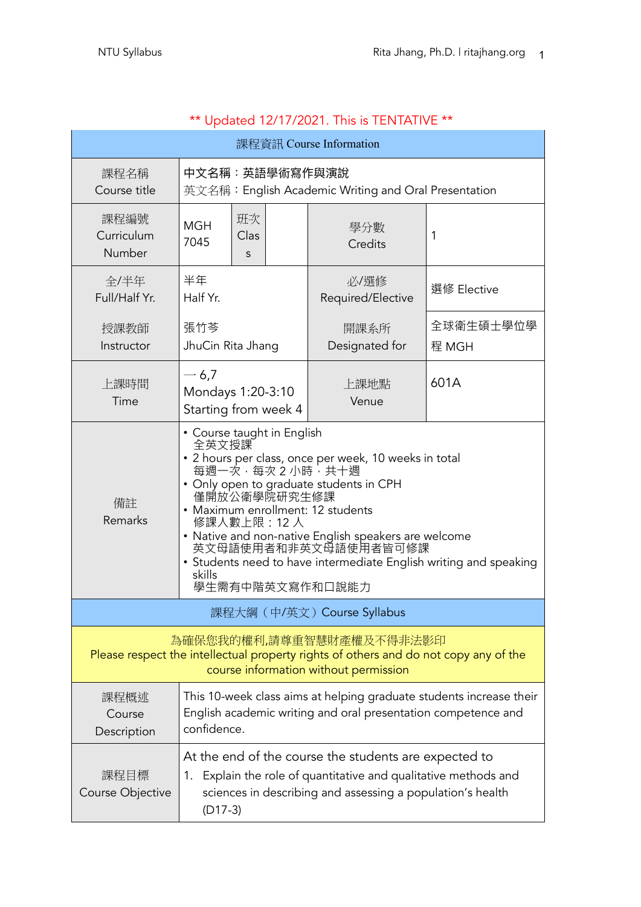** Updated 12/17/2021. This is TENTATIVE **

| 課程資訊 Course Information | | | | | |
|---|---|---|---|---|---|
| 課程名稱<br>Course title | 中文名稱：英語學術寫作與演說<br>英文名稱：English Academic Writing and Oral Presentation | | | | |
| 課程編號<br>Curriculum Number | MGH 7045 | 班次<br>Class | | 學分數<br>Credits | 1 |
| 全/半年<br>Full/Half Yr. | 半年<br>Half Yr. | | | 必/選修<br>Required/Elective | 選修 Elective |
| 授課教師<br>Instructor | 張竹芩<br>JhuCin Rita Jhang | | | 開課系所<br>Designated for | 全球衛生碩士學位學程 MGH |
| 上課時間<br>Time | 一 6,7<br>Mondays 1:20-3:10<br>Starting from week 4 | | | 上課地點<br>Venue | 601A |
| 備註<br>Remarks | • Course taught in English<br>全英文授課<br>• 2 hours per class, once per week, 10 weeks in total<br>每週一次，每次 2 小時，共十週<br>• Only open to graduate students in CPH<br>僅開放公衛學院研究生修課<br>• Maximum enrollment: 12 students<br>修課人數上限：12 人<br>• Native and non-native English speakers are welcome<br>英文母語使用者和非英文母語使用者皆可修課<br>• Students need to have intermediate English writing and speaking skills<br>學生需有中階英文寫作和口說能力 | | | | |

| 課程大綱（中/英文）Course Syllabus | |
|---|---|
| 為確保您我的權利,請尊重智慧財產權及不得非法影印<br>Please respect the intellectual property rights of others and do not copy any of the course information without permission | |
| 課程概述<br>Course Description | This 10-week class aims at helping graduate students increase their English academic writing and oral presentation competence and confidence. |
| 課程目標<br>Course Objective | At the end of the course the students are expected to<br>1. Explain the role of quantitative and qualitative methods and sciences in describing and assessing a population's health (D17-3) |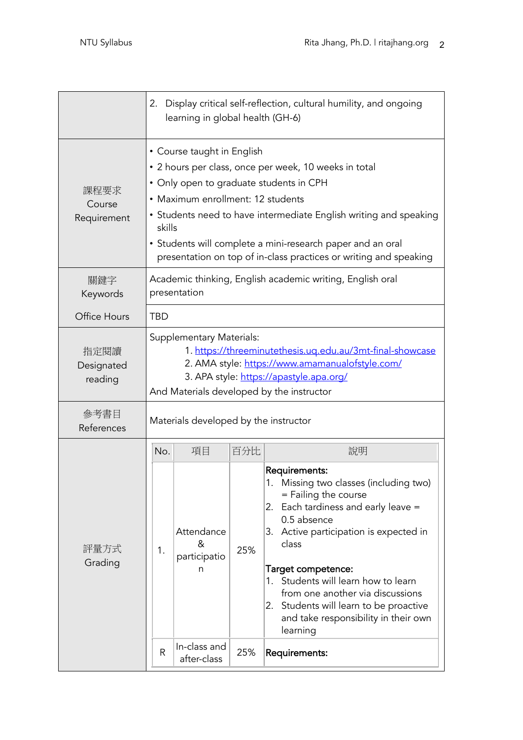| | |
|---|---|
| | 2. Display critical self-reflection, cultural humility, and ongoing learning in global health (GH-6) |
| 課程要求 Course Requirement | • Course taught in English<br>• 2 hours per class, once per week, 10 weeks in total<br>• Only open to graduate students in CPH<br>• Maximum enrollment: 12 students<br>• Students need to have intermediate English writing and speaking skills<br>• Students will complete a mini-research paper and an oral presentation on top of in-class practices or writing and speaking |
| 關鍵字 Keywords | Academic thinking, English academic writing, English oral presentation |
| Office Hours | TBD |
| 指定閱讀 Designated reading | Supplementary Materials:<br>1. https://threeminutethesis.uq.edu.au/3mt-final-showcase<br>2. AMA style: https://www.amamanualofstyle.com/<br>3. APA style: https://apastyle.apa.org/<br>And Materials developed by the instructor |
| 參考書目 References | Materials developed by the instructor |
| 評量方式 Grading | (see table below) |

| No. | 項目 | 百分比 | 說明 |
|---|---|---|---|
| 1. | Attendance & participation | 25% | **Requirements:**<br>1. Missing two classes (including two) = Failing the course<br>2. Each tardiness and early leave = 0.5 absence<br>3. Active participation is expected in class<br><br>**Target competence:**<br>1. Students will learn how to learn from one another via discussions<br>2. Students will learn to be proactive and take responsibility in their own learning |
| R | In-class and after-class | 25% | **Requirements:** |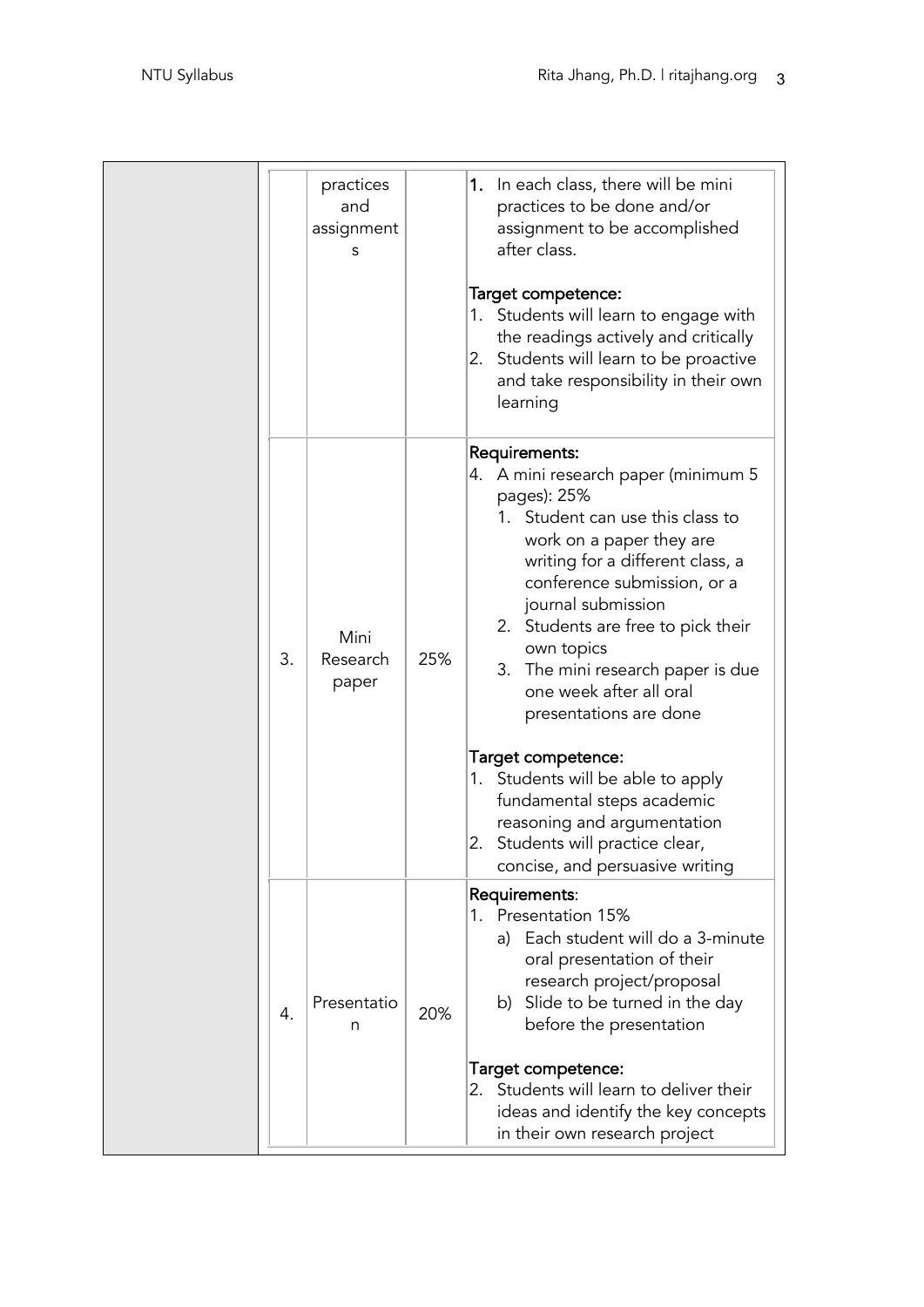| | | | | |
|---|---|---|---|---|
| | | practices and assignments | | 1. In each class, there will be mini practices to be done and/or assignment to be accomplished after class.<br><br>**Target competence:**<br>1. Students will learn to engage with the readings actively and critically<br>2. Students will learn to be proactive and take responsibility in their own learning |
| | 3. | Mini Research paper | 25% | **Requirements:**<br>4. A mini research paper (minimum 5 pages): 25%<br>&nbsp;&nbsp;&nbsp;1. Student can use this class to work on a paper they are writing for a different class, a conference submission, or a journal submission<br>&nbsp;&nbsp;&nbsp;2. Students are free to pick their own topics<br>&nbsp;&nbsp;&nbsp;3. The mini research paper is due one week after all oral presentations are done<br><br>**Target competence:**<br>1. Students will be able to apply fundamental steps academic reasoning and argumentation<br>2. Students will practice clear, concise, and persuasive writing |
| | 4. | Presentation | 20% | **Requirements**:<br>1. Presentation 15%<br>&nbsp;&nbsp;&nbsp;a) Each student will do a 3-minute oral presentation of their research project/proposal<br>&nbsp;&nbsp;&nbsp;b) Slide to be turned in the day before the presentation<br><br>**Target competence:**<br>2. Students will learn to deliver their ideas and identify the key concepts in their own research project |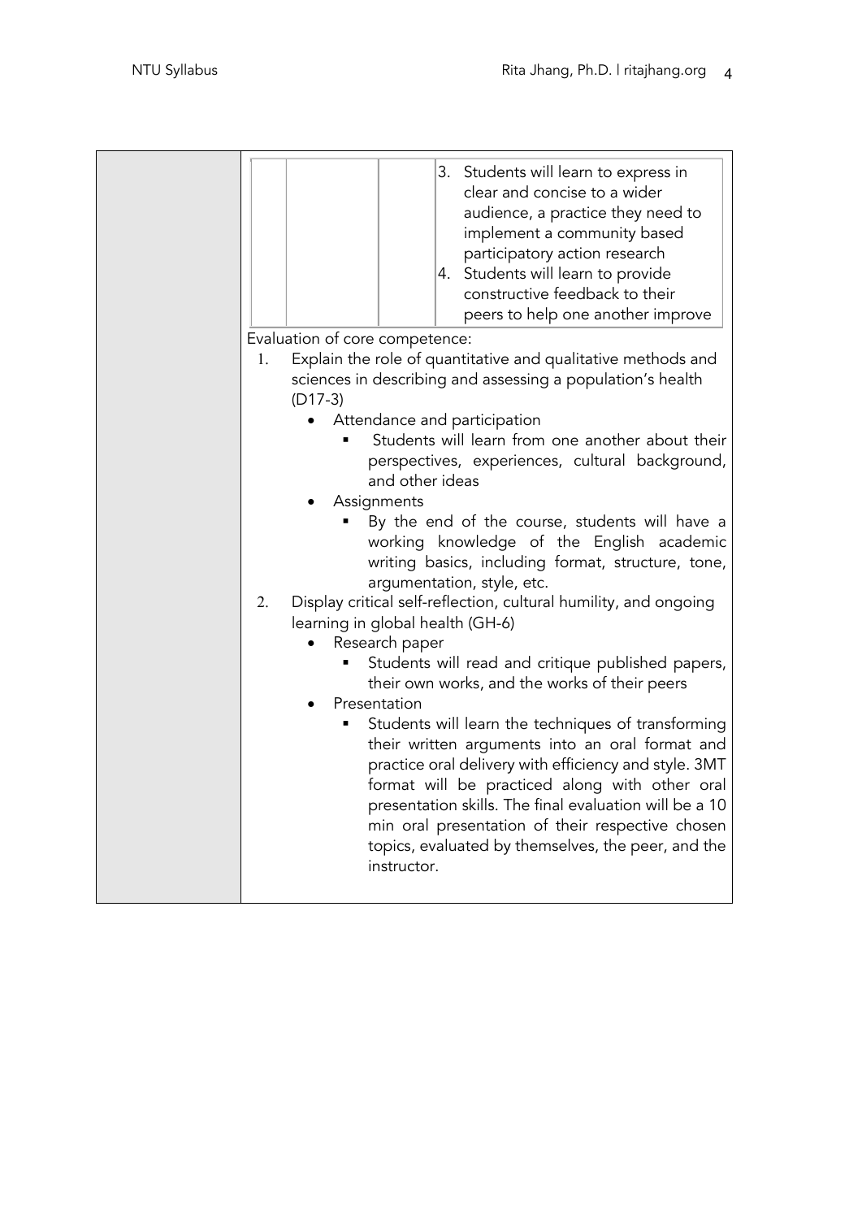| | | | |
|---|---|---|---|
| | | | 3. Students will learn to express in clear and concise to a wider audience, a practice they need to implement a community based participatory action research<br>4. Students will learn to provide constructive feedback to their peers to help one another improve |

Evaluation of core competence:

1. Explain the role of quantitative and qualitative methods and sciences in describing and assessing a population's health (D17-3)
   - Attendance and participation
     - Students will learn from one another about their perspectives, experiences, cultural background, and other ideas
   - Assignments
     - By the end of the course, students will have a working knowledge of the English academic writing basics, including format, structure, tone, argumentation, style, etc.
2. Display critical self-reflection, cultural humility, and ongoing learning in global health (GH-6)
   - Research paper
     - Students will read and critique published papers, their own works, and the works of their peers
   - Presentation
     - Students will learn the techniques of transforming their written arguments into an oral format and practice oral delivery with efficiency and style. 3MT format will be practiced along with other oral presentation skills. The final evaluation will be a 10 min oral presentation of their respective chosen topics, evaluated by themselves, the peer, and the instructor.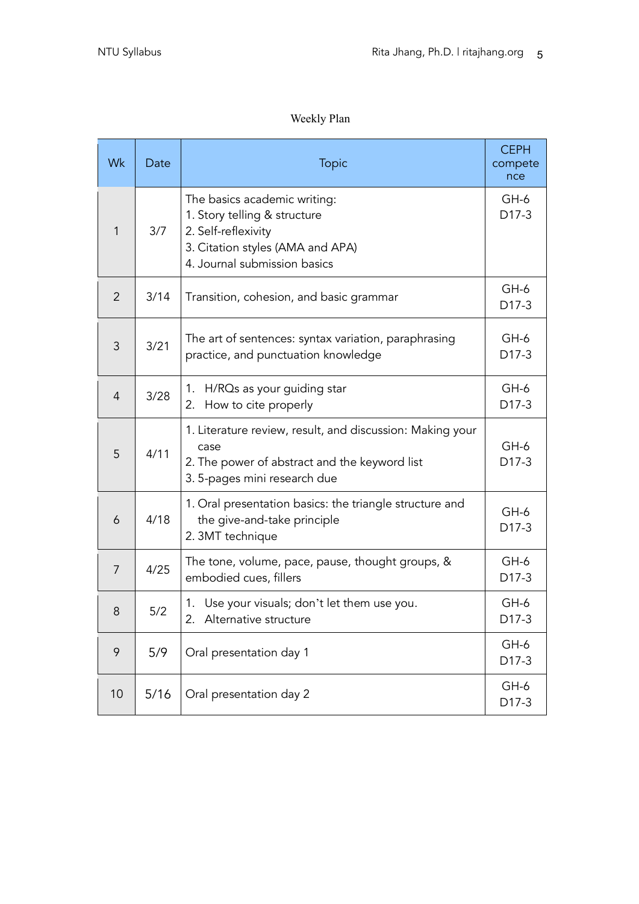Weekly Plan

| Wk | Date | Topic | CEPH competence |
|---|---|---|---|
| 1 | 3/7 | The basics academic writing:<br>1. Story telling & structure<br>2. Self-reflexivity<br>3. Citation styles (AMA and APA)<br>4. Journal submission basics | GH-6<br>D17-3 |
| 2 | 3/14 | Transition, cohesion, and basic grammar | GH-6<br>D17-3 |
| 3 | 3/21 | The art of sentences: syntax variation, paraphrasing practice, and punctuation knowledge | GH-6<br>D17-3 |
| 4 | 3/28 | 1. H/RQs as your guiding star<br>2. How to cite properly | GH-6<br>D17-3 |
| 5 | 4/11 | 1. Literature review, result, and discussion: Making your case<br>2. The power of abstract and the keyword list<br>3. 5-pages mini research due | GH-6<br>D17-3 |
| 6 | 4/18 | 1. Oral presentation basics: the triangle structure and the give-and-take principle<br>2. 3MT technique | GH-6<br>D17-3 |
| 7 | 4/25 | The tone, volume, pace, pause, thought groups, & embodied cues, fillers | GH-6<br>D17-3 |
| 8 | 5/2 | 1. Use your visuals; don't let them use you.<br>2. Alternative structure | GH-6<br>D17-3 |
| 9 | 5/9 | Oral presentation day 1 | GH-6<br>D17-3 |
| 10 | 5/16 | Oral presentation day 2 | GH-6<br>D17-3 |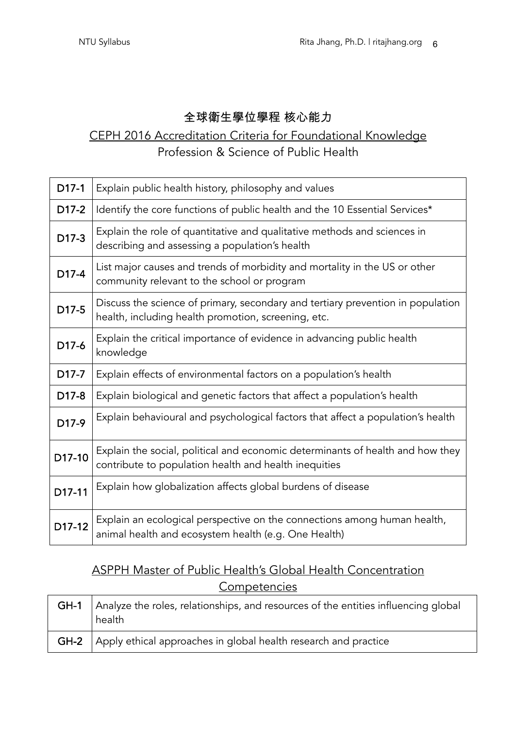# 全球衛生學位學程 核心能力

## CEPH 2016 Accreditation Criteria for Foundational Knowledge

### Profession & Science of Public Health

| | |
|---|---|
| **D17-1** | Explain public health history, philosophy and values |
| **D17-2** | Identify the core functions of public health and the 10 Essential Services* |
| **D17-3** | Explain the role of quantitative and qualitative methods and sciences in describing and assessing a population's health |
| **D17-4** | List major causes and trends of morbidity and mortality in the US or other community relevant to the school or program |
| **D17-5** | Discuss the science of primary, secondary and tertiary prevention in population health, including health promotion, screening, etc. |
| **D17-6** | Explain the critical importance of evidence in advancing public health knowledge |
| **D17-7** | Explain effects of environmental factors on a population's health |
| **D17-8** | Explain biological and genetic factors that affect a population's health |
| **D17-9** | Explain behavioural and psychological factors that affect a population's health |
| **D17-10** | Explain the social, political and economic determinants of health and how they contribute to population health and health inequities |
| **D17-11** | Explain how globalization affects global burdens of disease |
| **D17-12** | Explain an ecological perspective on the connections among human health, animal health and ecosystem health (e.g. One Health) |

## ASPPH Master of Public Health's Global Health Concentration Competencies

| | |
|---|---|
| **GH-1** | Analyze the roles, relationships, and resources of the entities influencing global health |
| **GH-2** | Apply ethical approaches in global health research and practice |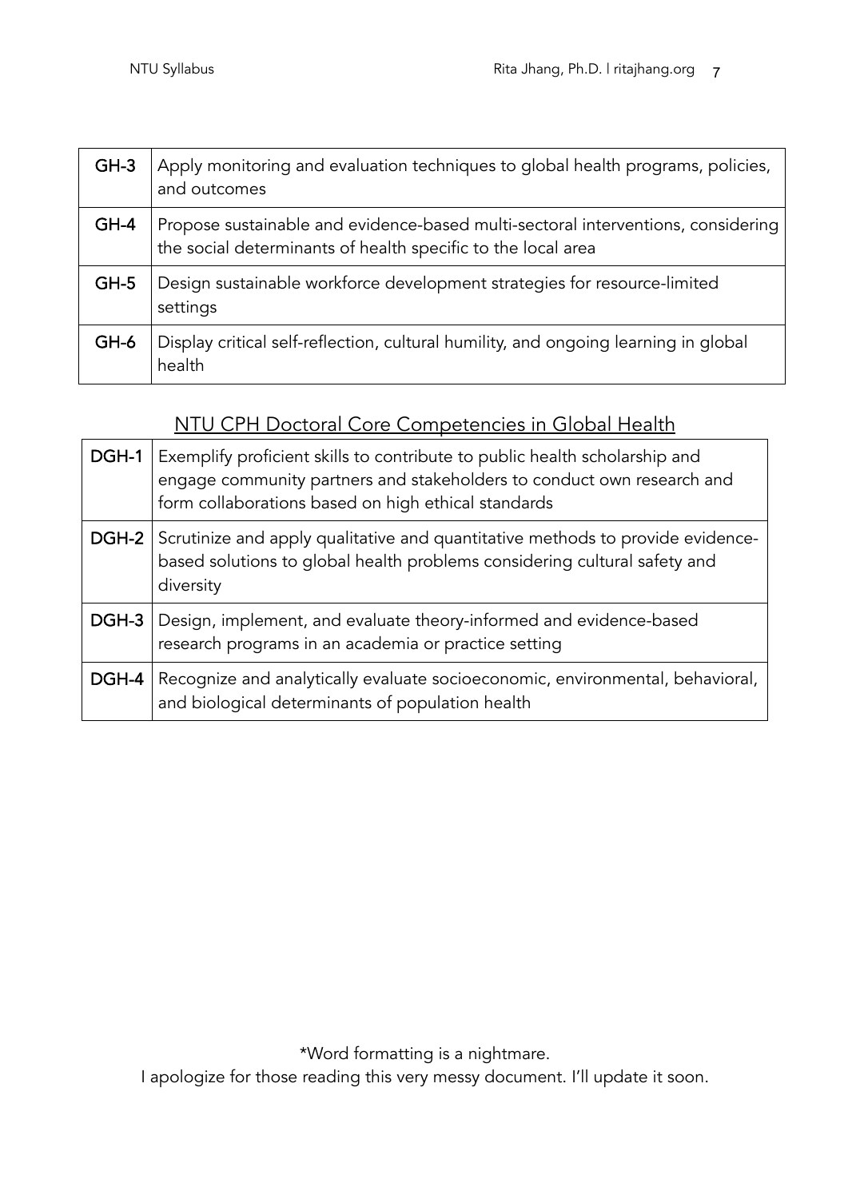| | |
|---|---|
| **GH-3** | Apply monitoring and evaluation techniques to global health programs, policies, and outcomes |
| **GH-4** | Propose sustainable and evidence-based multi-sectoral interventions, considering the social determinants of health specific to the local area |
| **GH-5** | Design sustainable workforce development strategies for resource-limited settings |
| **GH-6** | Display critical self-reflection, cultural humility, and ongoing learning in global health |

## NTU CPH Doctoral Core Competencies in Global Health

| | |
|---|---|
| **DGH-1** | Exemplify proficient skills to contribute to public health scholarship and engage community partners and stakeholders to conduct own research and form collaborations based on high ethical standards |
| **DGH-2** | Scrutinize and apply qualitative and quantitative methods to provide evidence-based solutions to global health problems considering cultural safety and diversity |
| **DGH-3** | Design, implement, and evaluate theory-informed and evidence-based research programs in an academia or practice setting |
| **DGH-4** | Recognize and analytically evaluate socioeconomic, environmental, behavioral, and biological determinants of population health |

*Word formatting is a nightmare.
I apologize for those reading this very messy document. I'll update it soon.